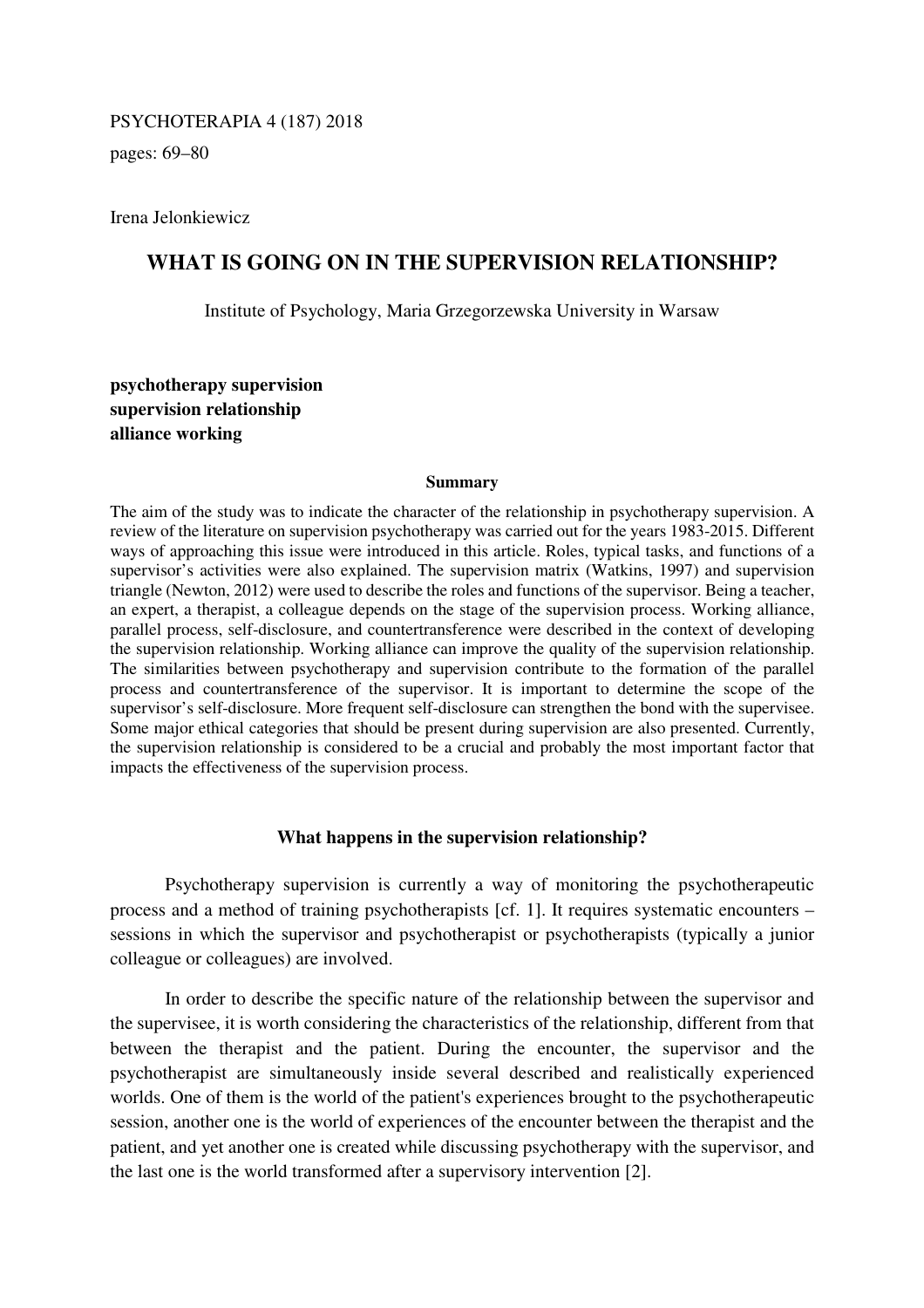PSYCHOTERAPIA 4 (187) 2018

pages: 69–80

Irena Jelonkiewicz

# WHAT IS GOING ON IN THE SUPERVISION RELATIONSHIP?

Institute of Psychology, Maria Grzegorzewska University in Warsaw

**psychotherapy supervision**
**supervision relationship**
**alliance working**

### Summary

The aim of the study was to indicate the character of the relationship in psychotherapy supervision. A review of the literature on supervision psychotherapy was carried out for the years 1983-2015. Different ways of approaching this issue were introduced in this article. Roles, typical tasks, and functions of a supervisor's activities were also explained. The supervision matrix (Watkins, 1997) and supervision triangle (Newton, 2012) were used to describe the roles and functions of the supervisor. Being a teacher, an expert, a therapist, a colleague depends on the stage of the supervision process. Working alliance, parallel process, self-disclosure, and countertransference were described in the context of developing the supervision relationship. Working alliance can improve the quality of the supervision relationship. The similarities between psychotherapy and supervision contribute to the formation of the parallel process and countertransference of the supervisor. It is important to determine the scope of the supervisor's self-disclosure. More frequent self-disclosure can strengthen the bond with the supervisee. Some major ethical categories that should be present during supervision are also presented. Currently, the supervision relationship is considered to be a crucial and probably the most important factor that impacts the effectiveness of the supervision process.

## What happens in the supervision relationship?

Psychotherapy supervision is currently a way of monitoring the psychotherapeutic process and a method of training psychotherapists [cf. 1]. It requires systematic encounters – sessions in which the supervisor and psychotherapist or psychotherapists (typically a junior colleague or colleagues) are involved.

In order to describe the specific nature of the relationship between the supervisor and the supervisee, it is worth considering the characteristics of the relationship, different from that between the therapist and the patient. During the encounter, the supervisor and the psychotherapist are simultaneously inside several described and realistically experienced worlds. One of them is the world of the patient's experiences brought to the psychotherapeutic session, another one is the world of experiences of the encounter between the therapist and the patient, and yet another one is created while discussing psychotherapy with the supervisor, and the last one is the world transformed after a supervisory intervention [2].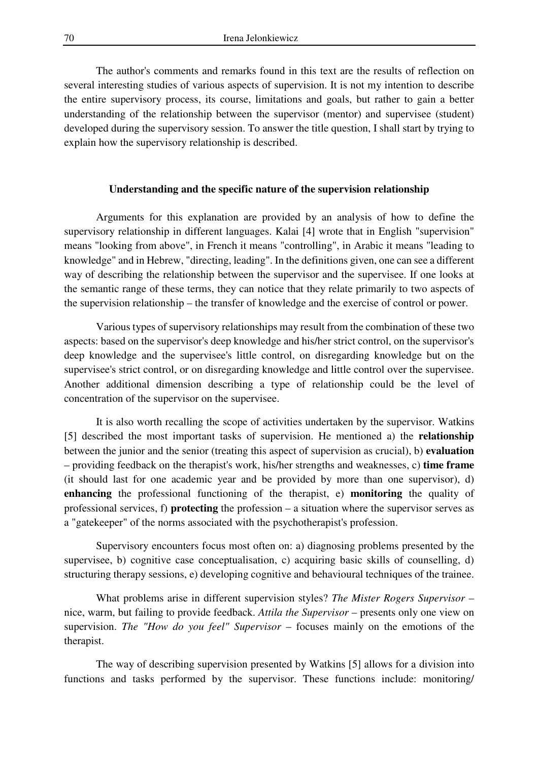The author's comments and remarks found in this text are the results of reflection on several interesting studies of various aspects of supervision. It is not my intention to describe the entire supervisory process, its course, limitations and goals, but rather to gain a better understanding of the relationship between the supervisor (mentor) and supervisee (student) developed during the supervisory session. To answer the title question, I shall start by trying to explain how the supervisory relationship is described.

## Understanding and the specific nature of the supervision relationship

Arguments for this explanation are provided by an analysis of how to define the supervisory relationship in different languages. Kalai [4] wrote that in English "supervision" means "looking from above", in French it means "controlling", in Arabic it means "leading to knowledge" and in Hebrew, "directing, leading". In the definitions given, one can see a different way of describing the relationship between the supervisor and the supervisee. If one looks at the semantic range of these terms, they can notice that they relate primarily to two aspects of the supervision relationship – the transfer of knowledge and the exercise of control or power.

Various types of supervisory relationships may result from the combination of these two aspects: based on the supervisor's deep knowledge and his/her strict control, on the supervisor's deep knowledge and the supervisee's little control, on disregarding knowledge but on the supervisee's strict control, or on disregarding knowledge and little control over the supervisee. Another additional dimension describing a type of relationship could be the level of concentration of the supervisor on the supervisee.

It is also worth recalling the scope of activities undertaken by the supervisor. Watkins [5] described the most important tasks of supervision. He mentioned a) the **relationship** between the junior and the senior (treating this aspect of supervision as crucial), b) **evaluation** – providing feedback on the therapist's work, his/her strengths and weaknesses, c) **time frame** (it should last for one academic year and be provided by more than one supervisor), d) **enhancing** the professional functioning of the therapist, e) **monitoring** the quality of professional services, f) **protecting** the profession – a situation where the supervisor serves as a "gatekeeper" of the norms associated with the psychotherapist's profession.

Supervisory encounters focus most often on: a) diagnosing problems presented by the supervisee, b) cognitive case conceptualisation, c) acquiring basic skills of counselling, d) structuring therapy sessions, e) developing cognitive and behavioural techniques of the trainee.

What problems arise in different supervision styles? *The Mister Rogers Supervisor* – nice, warm, but failing to provide feedback. *Attila the Supervisor* – presents only one view on supervision. *The "How do you feel" Supervisor* – focuses mainly on the emotions of the therapist.

The way of describing supervision presented by Watkins [5] allows for a division into functions and tasks performed by the supervisor. These functions include: monitoring/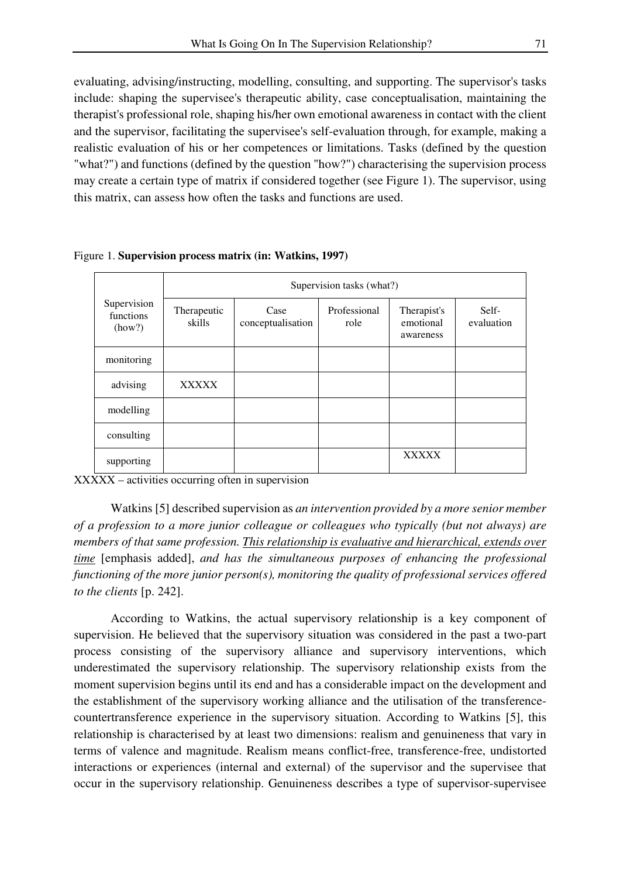evaluating, advising/instructing, modelling, consulting, and supporting. The supervisor's tasks include: shaping the supervisee's therapeutic ability, case conceptualisation, maintaining the therapist's professional role, shaping his/her own emotional awareness in contact with the client and the supervisor, facilitating the supervisee's self-evaluation through, for example, making a realistic evaluation of his or her competences or limitations. Tasks (defined by the question "what?") and functions (defined by the question "how?") characterising the supervision process may create a certain type of matrix if considered together (see Figure 1). The supervisor, using this matrix, can assess how often the tasks and functions are used.

Figure 1. **Supervision process matrix (in: Watkins, 1997)**

| Supervision functions (how?) | Supervision tasks (what?) | | | | |
|---|---|---|---|---|---|
| | Therapeutic skills | Case conceptualisation | Professional role | Therapist's emotional awareness | Self-evaluation |
| monitoring | | | | | |
| advising | XXXXX | | | | |
| modelling | | | | | |
| consulting | | | | | |
| supporting | | | | XXXXX | |

XXXXX – activities occurring often in supervision

Watkins [5] described supervision as *an intervention provided by a more senior member of a profession to a more junior colleague or colleagues who typically (but not always) are members of that same profession. <u>This relationship is evaluative and hierarchical, extends over time</u>* [emphasis added], *and has the simultaneous purposes of enhancing the professional functioning of the more junior person(s), monitoring the quality of professional services offered to the clients* [p. 242].

According to Watkins, the actual supervisory relationship is a key component of supervision. He believed that the supervisory situation was considered in the past a two-part process consisting of the supervisory alliance and supervisory interventions, which underestimated the supervisory relationship. The supervisory relationship exists from the moment supervision begins until its end and has a considerable impact on the development and the establishment of the supervisory working alliance and the utilisation of the transference-countertransference experience in the supervisory situation. According to Watkins [5], this relationship is characterised by at least two dimensions: realism and genuineness that vary in terms of valence and magnitude. Realism means conflict-free, transference-free, undistorted interactions or experiences (internal and external) of the supervisor and the supervisee that occur in the supervisory relationship. Genuineness describes a type of supervisor-supervisee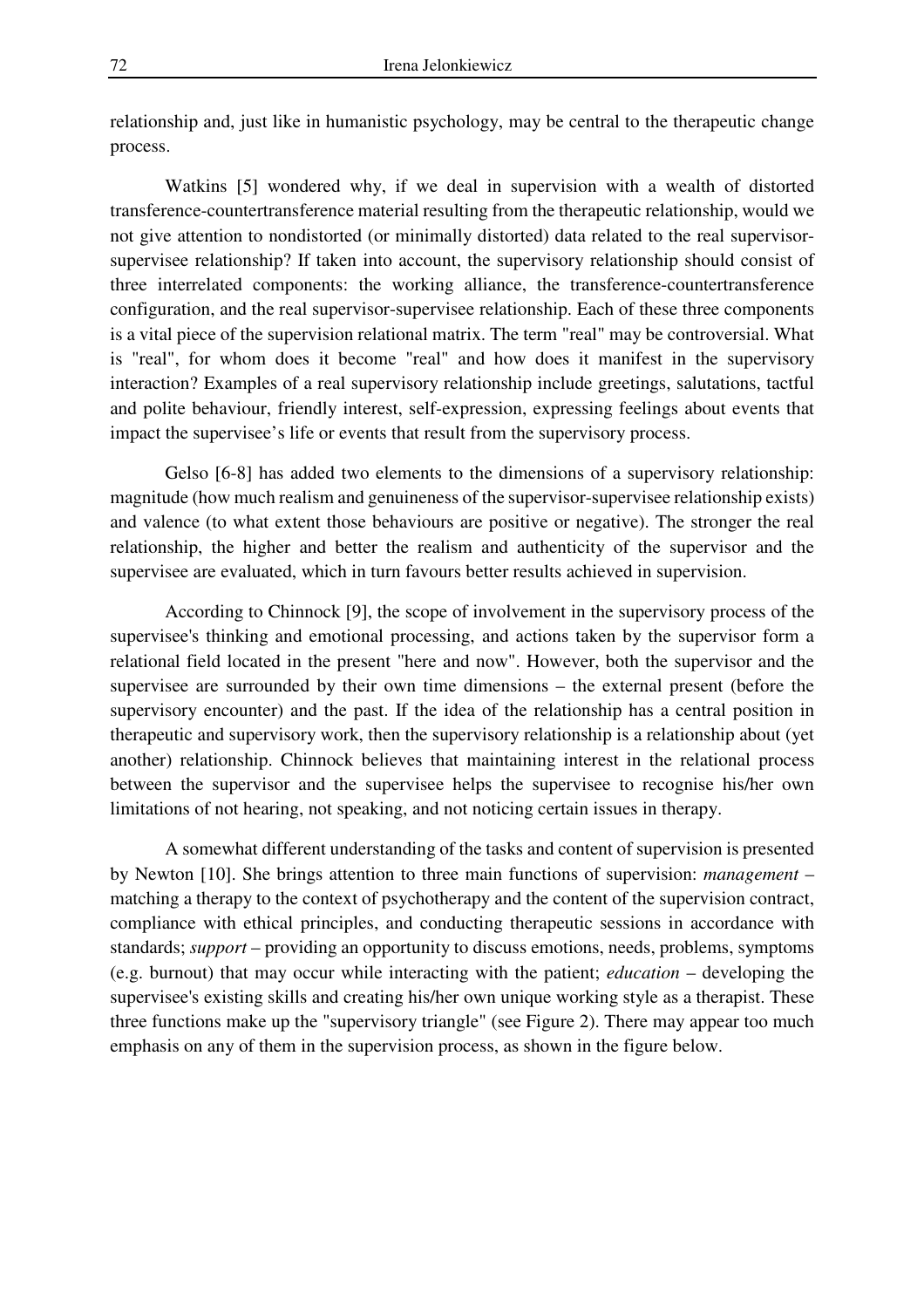relationship and, just like in humanistic psychology, may be central to the therapeutic change process.

Watkins [5] wondered why, if we deal in supervision with a wealth of distorted transference-countertransference material resulting from the therapeutic relationship, would we not give attention to nondistorted (or minimally distorted) data related to the real supervisor-supervisee relationship? If taken into account, the supervisory relationship should consist of three interrelated components: the working alliance, the transference-countertransference configuration, and the real supervisor-supervisee relationship. Each of these three components is a vital piece of the supervision relational matrix. The term "real" may be controversial. What is "real", for whom does it become "real" and how does it manifest in the supervisory interaction? Examples of a real supervisory relationship include greetings, salutations, tactful and polite behaviour, friendly interest, self-expression, expressing feelings about events that impact the supervisee's life or events that result from the supervisory process.

Gelso [6-8] has added two elements to the dimensions of a supervisory relationship: magnitude (how much realism and genuineness of the supervisor-supervisee relationship exists) and valence (to what extent those behaviours are positive or negative). The stronger the real relationship, the higher and better the realism and authenticity of the supervisor and the supervisee are evaluated, which in turn favours better results achieved in supervision.

According to Chinnock [9], the scope of involvement in the supervisory process of the supervisee's thinking and emotional processing, and actions taken by the supervisor form a relational field located in the present "here and now". However, both the supervisor and the supervisee are surrounded by their own time dimensions – the external present (before the supervisory encounter) and the past. If the idea of the relationship has a central position in therapeutic and supervisory work, then the supervisory relationship is a relationship about (yet another) relationship. Chinnock believes that maintaining interest in the relational process between the supervisor and the supervisee helps the supervisee to recognise his/her own limitations of not hearing, not speaking, and not noticing certain issues in therapy.

A somewhat different understanding of the tasks and content of supervision is presented by Newton [10]. She brings attention to three main functions of supervision: *management* – matching a therapy to the context of psychotherapy and the content of the supervision contract, compliance with ethical principles, and conducting therapeutic sessions in accordance with standards; *support* – providing an opportunity to discuss emotions, needs, problems, symptoms (e.g. burnout) that may occur while interacting with the patient; *education* – developing the supervisee's existing skills and creating his/her own unique working style as a therapist. These three functions make up the "supervisory triangle" (see Figure 2). There may appear too much emphasis on any of them in the supervision process, as shown in the figure below.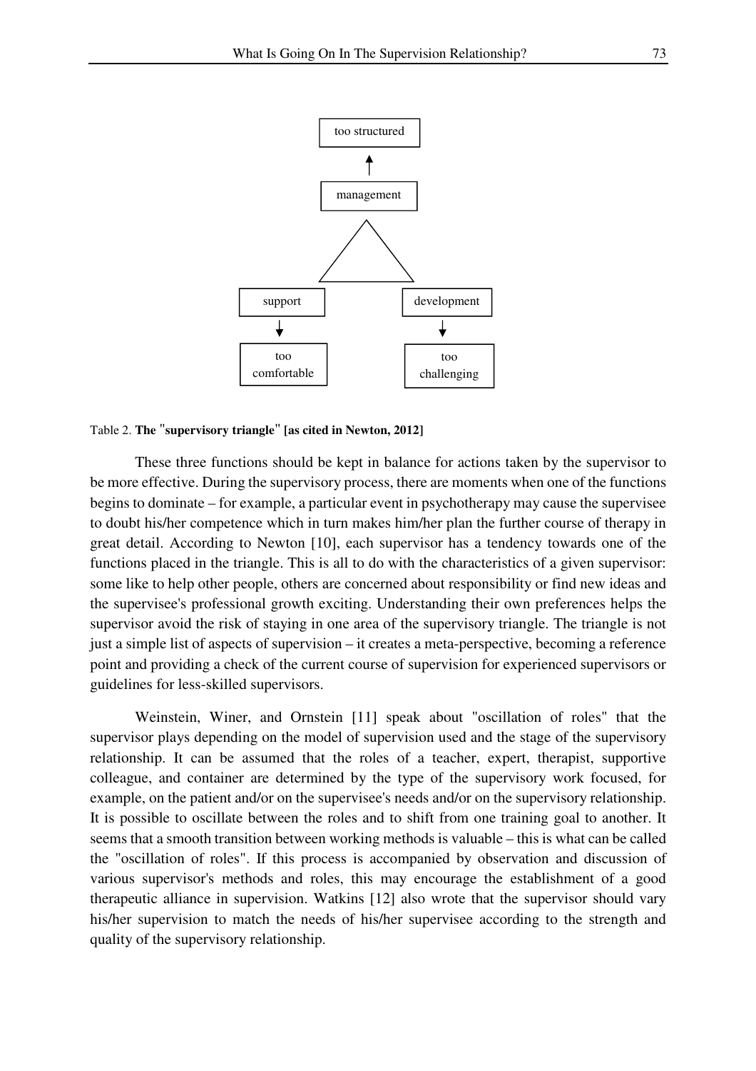too structured

↑

management

support → too comfortable

development → too challenging

Table 2. **The "supervisory triangle" [as cited in Newton, 2012]**

These three functions should be kept in balance for actions taken by the supervisor to be more effective. During the supervisory process, there are moments when one of the functions begins to dominate – for example, a particular event in psychotherapy may cause the supervisee to doubt his/her competence which in turn makes him/her plan the further course of therapy in great detail. According to Newton [10], each supervisor has a tendency towards one of the functions placed in the triangle. This is all to do with the characteristics of a given supervisor: some like to help other people, others are concerned about responsibility or find new ideas and the supervisee's professional growth exciting. Understanding their own preferences helps the supervisor avoid the risk of staying in one area of the supervisory triangle. The triangle is not just a simple list of aspects of supervision – it creates a meta-perspective, becoming a reference point and providing a check of the current course of supervision for experienced supervisors or guidelines for less-skilled supervisors.

Weinstein, Winer, and Ornstein [11] speak about "oscillation of roles" that the supervisor plays depending on the model of supervision used and the stage of the supervisory relationship. It can be assumed that the roles of a teacher, expert, therapist, supportive colleague, and container are determined by the type of the supervisory work focused, for example, on the patient and/or on the supervisee's needs and/or on the supervisory relationship. It is possible to oscillate between the roles and to shift from one training goal to another. It seems that a smooth transition between working methods is valuable – this is what can be called the "oscillation of roles". If this process is accompanied by observation and discussion of various supervisor's methods and roles, this may encourage the establishment of a good therapeutic alliance in supervision. Watkins [12] also wrote that the supervisor should vary his/her supervision to match the needs of his/her supervisee according to the strength and quality of the supervisory relationship.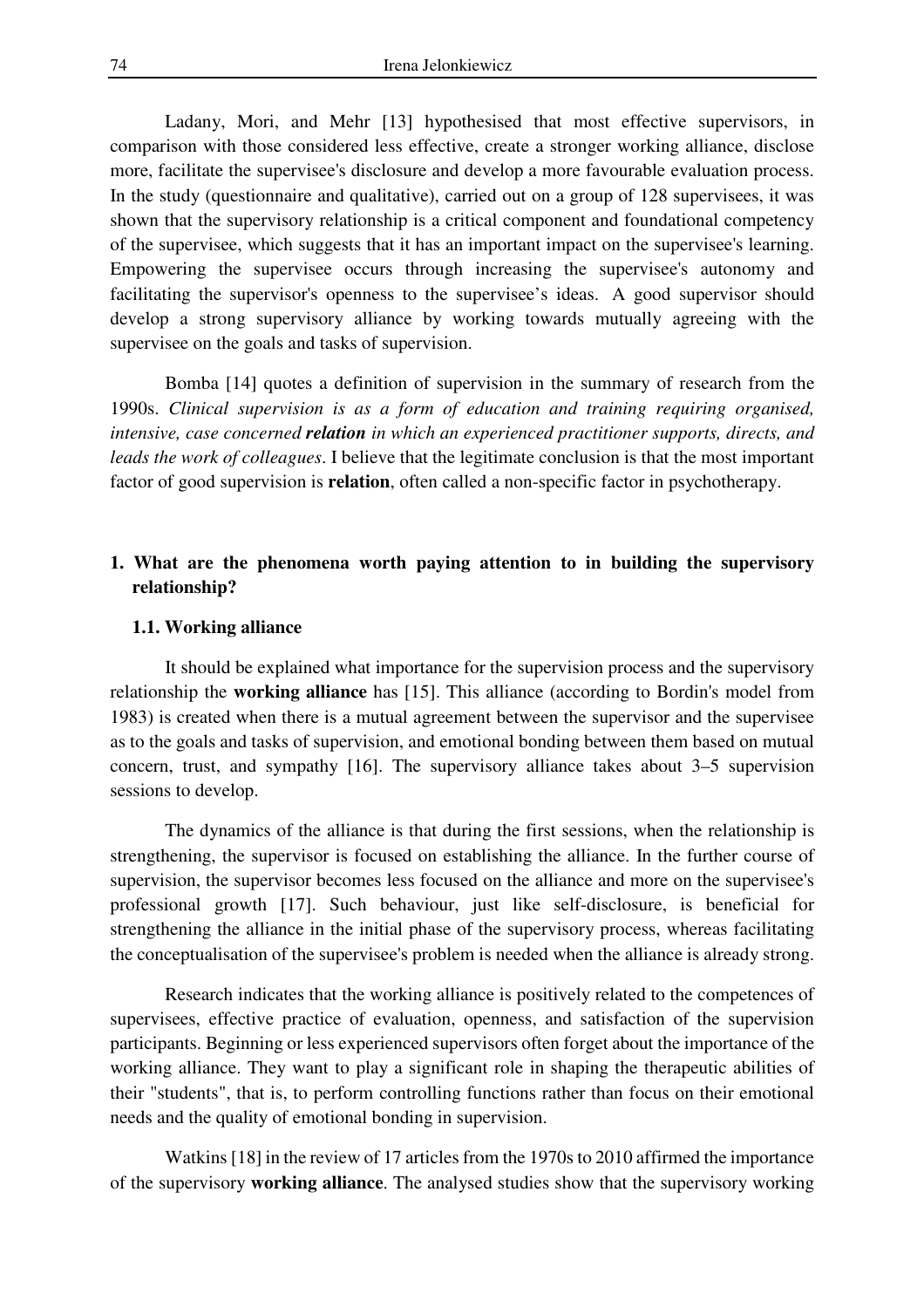Ladany, Mori, and Mehr [13] hypothesised that most effective supervisors, in comparison with those considered less effective, create a stronger working alliance, disclose more, facilitate the supervisee's disclosure and develop a more favourable evaluation process. In the study (questionnaire and qualitative), carried out on a group of 128 supervisees, it was shown that the supervisory relationship is a critical component and foundational competency of the supervisee, which suggests that it has an important impact on the supervisee's learning. Empowering the supervisee occurs through increasing the supervisee's autonomy and facilitating the supervisor's openness to the supervisee's ideas. A good supervisor should develop a strong supervisory alliance by working towards mutually agreeing with the supervisee on the goals and tasks of supervision.

Bomba [14] quotes a definition of supervision in the summary of research from the 1990s. *Clinical supervision is as a form of education and training requiring organised, intensive, case concerned* ***relation*** *in which an experienced practitioner supports, directs, and leads the work of colleagues*. I believe that the legitimate conclusion is that the most important factor of good supervision is **relation**, often called a non-specific factor in psychotherapy.

## 1. What are the phenomena worth paying attention to in building the supervisory relationship?

### 1.1. Working alliance

It should be explained what importance for the supervision process and the supervisory relationship the **working alliance** has [15]. This alliance (according to Bordin's model from 1983) is created when there is a mutual agreement between the supervisor and the supervisee as to the goals and tasks of supervision, and emotional bonding between them based on mutual concern, trust, and sympathy [16]. The supervisory alliance takes about 3–5 supervision sessions to develop.

The dynamics of the alliance is that during the first sessions, when the relationship is strengthening, the supervisor is focused on establishing the alliance. In the further course of supervision, the supervisor becomes less focused on the alliance and more on the supervisee's professional growth [17]. Such behaviour, just like self-disclosure, is beneficial for strengthening the alliance in the initial phase of the supervisory process, whereas facilitating the conceptualisation of the supervisee's problem is needed when the alliance is already strong.

Research indicates that the working alliance is positively related to the competences of supervisees, effective practice of evaluation, openness, and satisfaction of the supervision participants. Beginning or less experienced supervisors often forget about the importance of the working alliance. They want to play a significant role in shaping the therapeutic abilities of their "students", that is, to perform controlling functions rather than focus on their emotional needs and the quality of emotional bonding in supervision.

Watkins [18] in the review of 17 articles from the 1970s to 2010 affirmed the importance of the supervisory **working alliance**. The analysed studies show that the supervisory working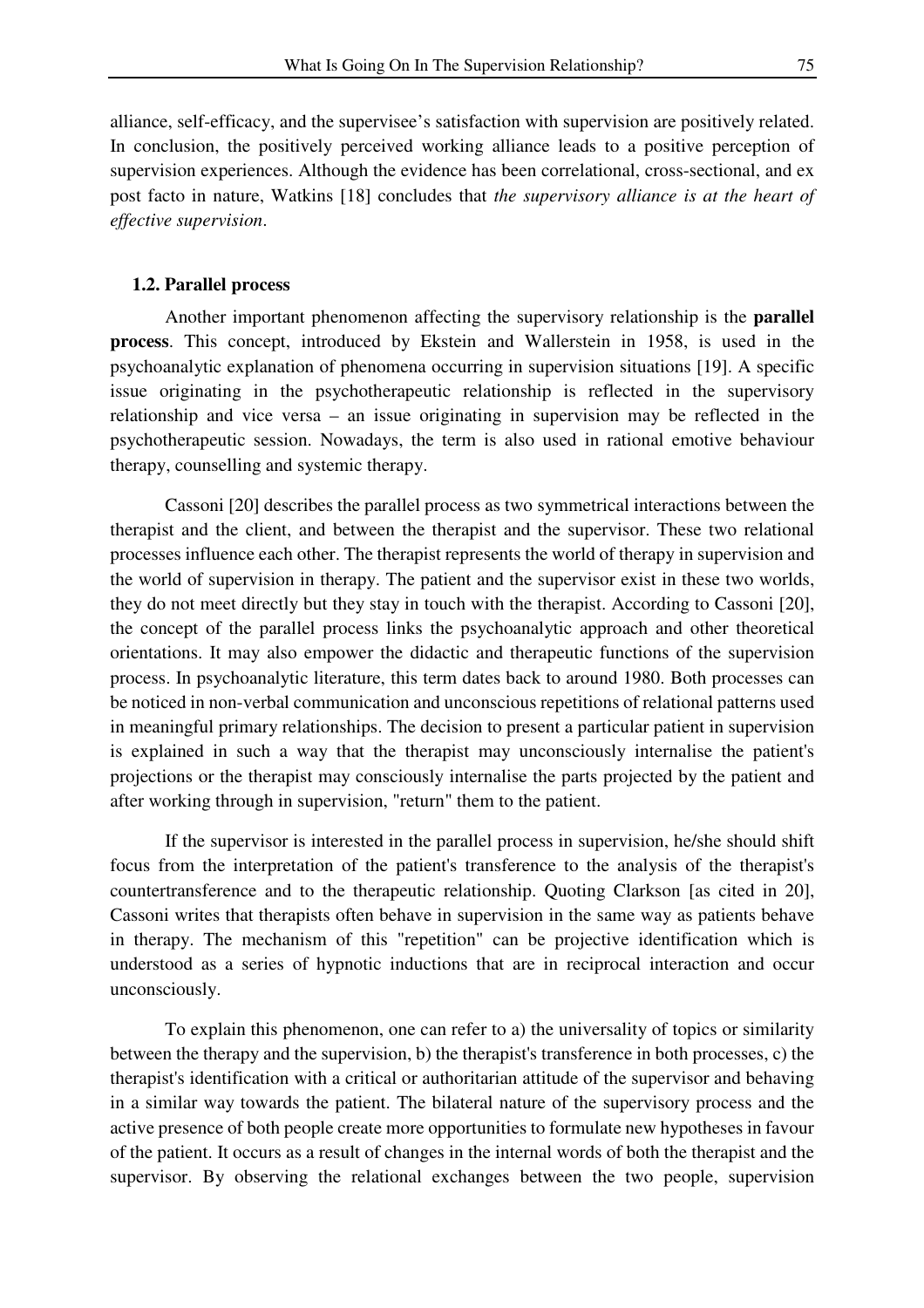alliance, self-efficacy, and the supervisee's satisfaction with supervision are positively related. In conclusion, the positively perceived working alliance leads to a positive perception of supervision experiences. Although the evidence has been correlational, cross-sectional, and ex post facto in nature, Watkins [18] concludes that *the supervisory alliance is at the heart of effective supervision*.

### 1.2. Parallel process

Another important phenomenon affecting the supervisory relationship is the **parallel process**. This concept, introduced by Ekstein and Wallerstein in 1958, is used in the psychoanalytic explanation of phenomena occurring in supervision situations [19]. A specific issue originating in the psychotherapeutic relationship is reflected in the supervisory relationship and vice versa – an issue originating in supervision may be reflected in the psychotherapeutic session. Nowadays, the term is also used in rational emotive behaviour therapy, counselling and systemic therapy.

Cassoni [20] describes the parallel process as two symmetrical interactions between the therapist and the client, and between the therapist and the supervisor. These two relational processes influence each other. The therapist represents the world of therapy in supervision and the world of supervision in therapy. The patient and the supervisor exist in these two worlds, they do not meet directly but they stay in touch with the therapist. According to Cassoni [20], the concept of the parallel process links the psychoanalytic approach and other theoretical orientations. It may also empower the didactic and therapeutic functions of the supervision process. In psychoanalytic literature, this term dates back to around 1980. Both processes can be noticed in non-verbal communication and unconscious repetitions of relational patterns used in meaningful primary relationships. The decision to present a particular patient in supervision is explained in such a way that the therapist may unconsciously internalise the patient's projections or the therapist may consciously internalise the parts projected by the patient and after working through in supervision, "return" them to the patient.

If the supervisor is interested in the parallel process in supervision, he/she should shift focus from the interpretation of the patient's transference to the analysis of the therapist's countertransference and to the therapeutic relationship. Quoting Clarkson [as cited in 20], Cassoni writes that therapists often behave in supervision in the same way as patients behave in therapy. The mechanism of this "repetition" can be projective identification which is understood as a series of hypnotic inductions that are in reciprocal interaction and occur unconsciously.

To explain this phenomenon, one can refer to a) the universality of topics or similarity between the therapy and the supervision, b) the therapist's transference in both processes, c) the therapist's identification with a critical or authoritarian attitude of the supervisor and behaving in a similar way towards the patient. The bilateral nature of the supervisory process and the active presence of both people create more opportunities to formulate new hypotheses in favour of the patient. It occurs as a result of changes in the internal words of both the therapist and the supervisor. By observing the relational exchanges between the two people, supervision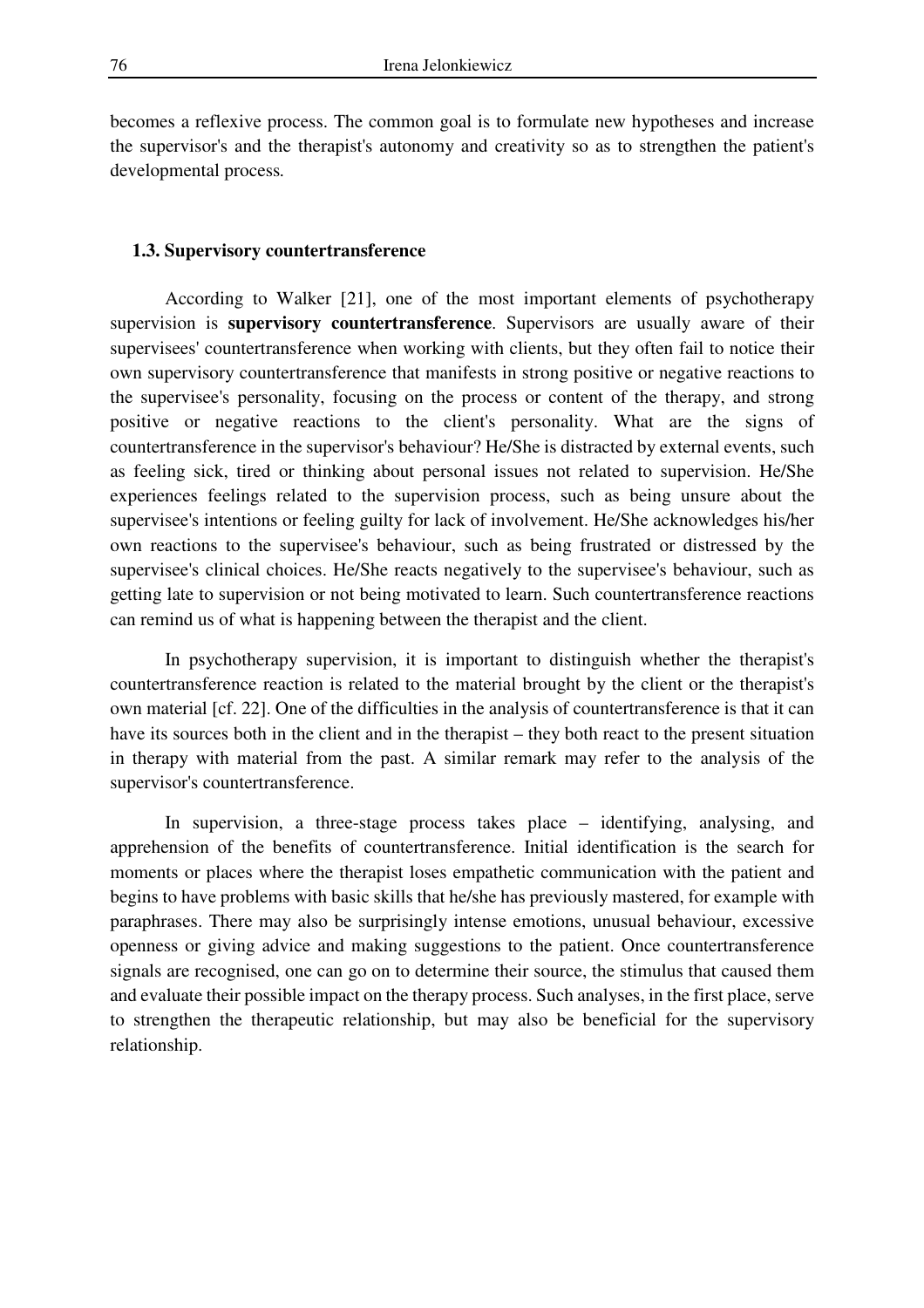becomes a reflexive process. The common goal is to formulate new hypotheses and increase the supervisor's and the therapist's autonomy and creativity so as to strengthen the patient's developmental process.

### 1.3. Supervisory countertransference

According to Walker [21], one of the most important elements of psychotherapy supervision is **supervisory countertransference**. Supervisors are usually aware of their supervisees' countertransference when working with clients, but they often fail to notice their own supervisory countertransference that manifests in strong positive or negative reactions to the supervisee's personality, focusing on the process or content of the therapy, and strong positive or negative reactions to the client's personality. What are the signs of countertransference in the supervisor's behaviour? He/She is distracted by external events, such as feeling sick, tired or thinking about personal issues not related to supervision. He/She experiences feelings related to the supervision process, such as being unsure about the supervisee's intentions or feeling guilty for lack of involvement. He/She acknowledges his/her own reactions to the supervisee's behaviour, such as being frustrated or distressed by the supervisee's clinical choices. He/She reacts negatively to the supervisee's behaviour, such as getting late to supervision or not being motivated to learn. Such countertransference reactions can remind us of what is happening between the therapist and the client.

In psychotherapy supervision, it is important to distinguish whether the therapist's countertransference reaction is related to the material brought by the client or the therapist's own material [cf. 22]. One of the difficulties in the analysis of countertransference is that it can have its sources both in the client and in the therapist – they both react to the present situation in therapy with material from the past. A similar remark may refer to the analysis of the supervisor's countertransference.

In supervision, a three-stage process takes place – identifying, analysing, and apprehension of the benefits of countertransference. Initial identification is the search for moments or places where the therapist loses empathetic communication with the patient and begins to have problems with basic skills that he/she has previously mastered, for example with paraphrases. There may also be surprisingly intense emotions, unusual behaviour, excessive openness or giving advice and making suggestions to the patient. Once countertransference signals are recognised, one can go on to determine their source, the stimulus that caused them and evaluate their possible impact on the therapy process. Such analyses, in the first place, serve to strengthen the therapeutic relationship, but may also be beneficial for the supervisory relationship.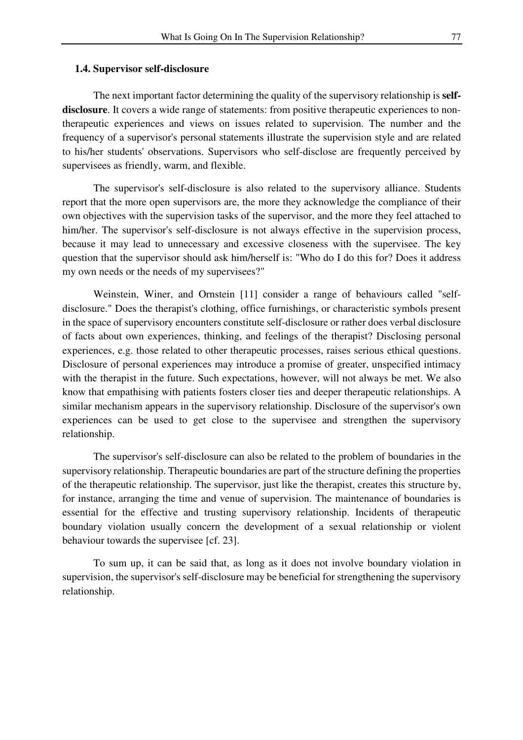### 1.4. Supervisor self-disclosure

The next important factor determining the quality of the supervisory relationship is **self-disclosure**. It covers a wide range of statements: from positive therapeutic experiences to non-therapeutic experiences and views on issues related to supervision. The number and the frequency of a supervisor's personal statements illustrate the supervision style and are related to his/her students' observations. Supervisors who self-disclose are frequently perceived by supervisees as friendly, warm, and flexible.

The supervisor's self-disclosure is also related to the supervisory alliance. Students report that the more open supervisors are, the more they acknowledge the compliance of their own objectives with the supervision tasks of the supervisor, and the more they feel attached to him/her. The supervisor's self-disclosure is not always effective in the supervision process, because it may lead to unnecessary and excessive closeness with the supervisee. The key question that the supervisor should ask him/herself is: "Who do I do this for? Does it address my own needs or the needs of my supervisees?"

Weinstein, Winer, and Ornstein [11] consider a range of behaviours called "self-disclosure." Does the therapist's clothing, office furnishings, or characteristic symbols present in the space of supervisory encounters constitute self-disclosure or rather does verbal disclosure of facts about own experiences, thinking, and feelings of the therapist? Disclosing personal experiences, e.g. those related to other therapeutic processes, raises serious ethical questions. Disclosure of personal experiences may introduce a promise of greater, unspecified intimacy with the therapist in the future. Such expectations, however, will not always be met. We also know that empathising with patients fosters closer ties and deeper therapeutic relationships. A similar mechanism appears in the supervisory relationship. Disclosure of the supervisor's own experiences can be used to get close to the supervisee and strengthen the supervisory relationship.

The supervisor's self-disclosure can also be related to the problem of boundaries in the supervisory relationship. Therapeutic boundaries are part of the structure defining the properties of the therapeutic relationship. The supervisor, just like the therapist, creates this structure by, for instance, arranging the time and venue of supervision. The maintenance of boundaries is essential for the effective and trusting supervisory relationship. Incidents of therapeutic boundary violation usually concern the development of a sexual relationship or violent behaviour towards the supervisee [cf. 23].

To sum up, it can be said that, as long as it does not involve boundary violation in supervision, the supervisor's self-disclosure may be beneficial for strengthening the supervisory relationship.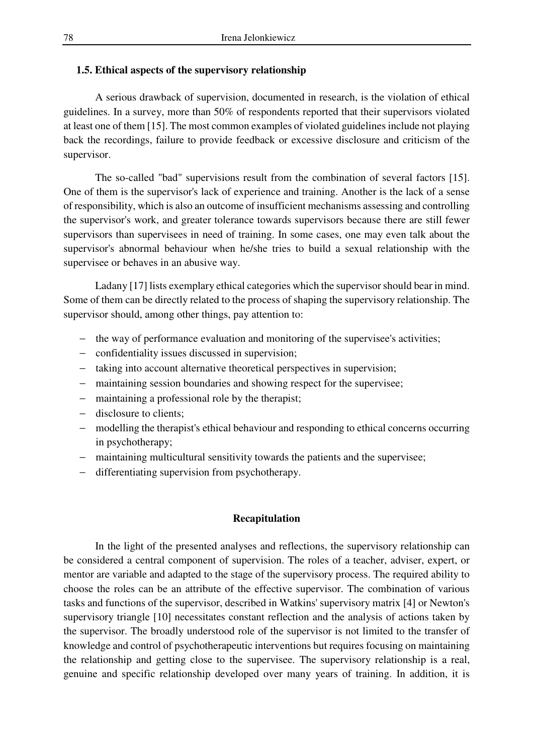### 1.5. Ethical aspects of the supervisory relationship

A serious drawback of supervision, documented in research, is the violation of ethical guidelines. In a survey, more than 50% of respondents reported that their supervisors violated at least one of them [15]. The most common examples of violated guidelines include not playing back the recordings, failure to provide feedback or excessive disclosure and criticism of the supervisor.

The so-called "bad" supervisions result from the combination of several factors [15]. One of them is the supervisor's lack of experience and training. Another is the lack of a sense of responsibility, which is also an outcome of insufficient mechanisms assessing and controlling the supervisor's work, and greater tolerance towards supervisors because there are still fewer supervisors than supervisees in need of training. In some cases, one may even talk about the supervisor's abnormal behaviour when he/she tries to build a sexual relationship with the supervisee or behaves in an abusive way.

Ladany [17] lists exemplary ethical categories which the supervisor should bear in mind. Some of them can be directly related to the process of shaping the supervisory relationship. The supervisor should, among other things, pay attention to:

- the way of performance evaluation and monitoring of the supervisee's activities;
- confidentiality issues discussed in supervision;
- taking into account alternative theoretical perspectives in supervision;
- maintaining session boundaries and showing respect for the supervisee;
- maintaining a professional role by the therapist;
- disclosure to clients;
- modelling the therapist's ethical behaviour and responding to ethical concerns occurring in psychotherapy;
- maintaining multicultural sensitivity towards the patients and the supervisee;
- differentiating supervision from psychotherapy.

## Recapitulation

In the light of the presented analyses and reflections, the supervisory relationship can be considered a central component of supervision. The roles of a teacher, adviser, expert, or mentor are variable and adapted to the stage of the supervisory process. The required ability to choose the roles can be an attribute of the effective supervisor. The combination of various tasks and functions of the supervisor, described in Watkins' supervisory matrix [4] or Newton's supervisory triangle [10] necessitates constant reflection and the analysis of actions taken by the supervisor. The broadly understood role of the supervisor is not limited to the transfer of knowledge and control of psychotherapeutic interventions but requires focusing on maintaining the relationship and getting close to the supervisee. The supervisory relationship is a real, genuine and specific relationship developed over many years of training. In addition, it is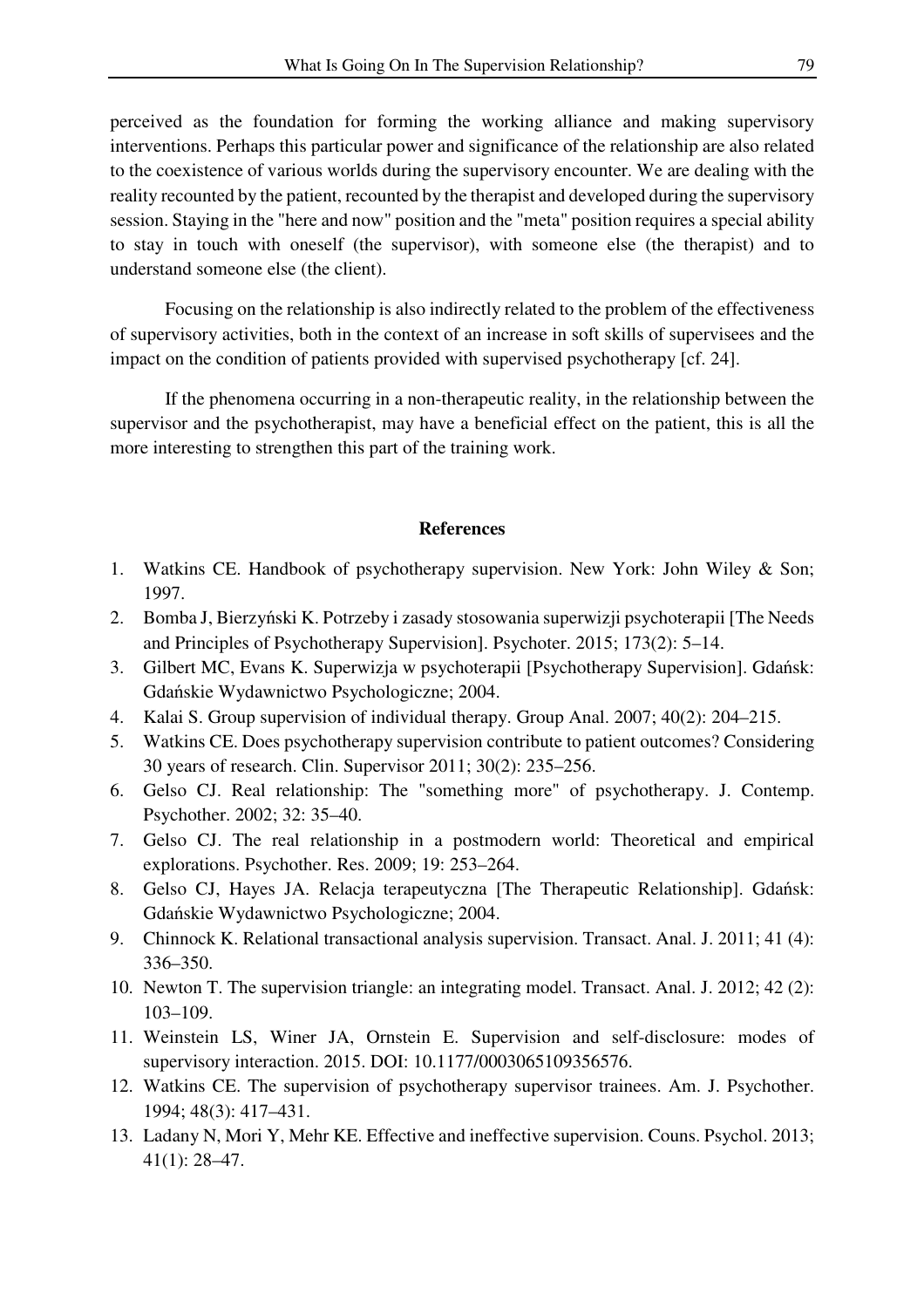perceived as the foundation for forming the working alliance and making supervisory interventions. Perhaps this particular power and significance of the relationship are also related to the coexistence of various worlds during the supervisory encounter. We are dealing with the reality recounted by the patient, recounted by the therapist and developed during the supervisory session. Staying in the "here and now" position and the "meta" position requires a special ability to stay in touch with oneself (the supervisor), with someone else (the therapist) and to understand someone else (the client).

Focusing on the relationship is also indirectly related to the problem of the effectiveness of supervisory activities, both in the context of an increase in soft skills of supervisees and the impact on the condition of patients provided with supervised psychotherapy [cf. 24].

If the phenomena occurring in a non-therapeutic reality, in the relationship between the supervisor and the psychotherapist, may have a beneficial effect on the patient, this is all the more interesting to strengthen this part of the training work.

## References

1. Watkins CE. Handbook of psychotherapy supervision. New York: John Wiley & Son; 1997.
2. Bomba J, Bierzyński K. Potrzeby i zasady stosowania superwizji psychoterapii [The Needs and Principles of Psychotherapy Supervision]. Psychoter. 2015; 173(2): 5–14.
3. Gilbert MC, Evans K. Superwizja w psychoterapii [Psychotherapy Supervision]. Gdańsk: Gdańskie Wydawnictwo Psychologiczne; 2004.
4. Kalai S. Group supervision of individual therapy. Group Anal. 2007; 40(2): 204–215.
5. Watkins CE. Does psychotherapy supervision contribute to patient outcomes? Considering 30 years of research. Clin. Supervisor 2011; 30(2): 235–256.
6. Gelso CJ. Real relationship: The "something more" of psychotherapy. J. Contemp. Psychother. 2002; 32: 35–40.
7. Gelso CJ. The real relationship in a postmodern world: Theoretical and empirical explorations. Psychother. Res. 2009; 19: 253–264.
8. Gelso CJ, Hayes JA. Relacja terapeutyczna [The Therapeutic Relationship]. Gdańsk: Gdańskie Wydawnictwo Psychologiczne; 2004.
9. Chinnock K. Relational transactional analysis supervision. Transact. Anal. J. 2011; 41 (4): 336–350.
10. Newton T. The supervision triangle: an integrating model. Transact. Anal. J. 2012; 42 (2): 103–109.
11. Weinstein LS, Winer JA, Ornstein E. Supervision and self-disclosure: modes of supervisory interaction. 2015. DOI: 10.1177/0003065109356576.
12. Watkins CE. The supervision of psychotherapy supervisor trainees. Am. J. Psychother. 1994; 48(3): 417–431.
13. Ladany N, Mori Y, Mehr KE. Effective and ineffective supervision. Couns. Psychol. 2013; 41(1): 28–47.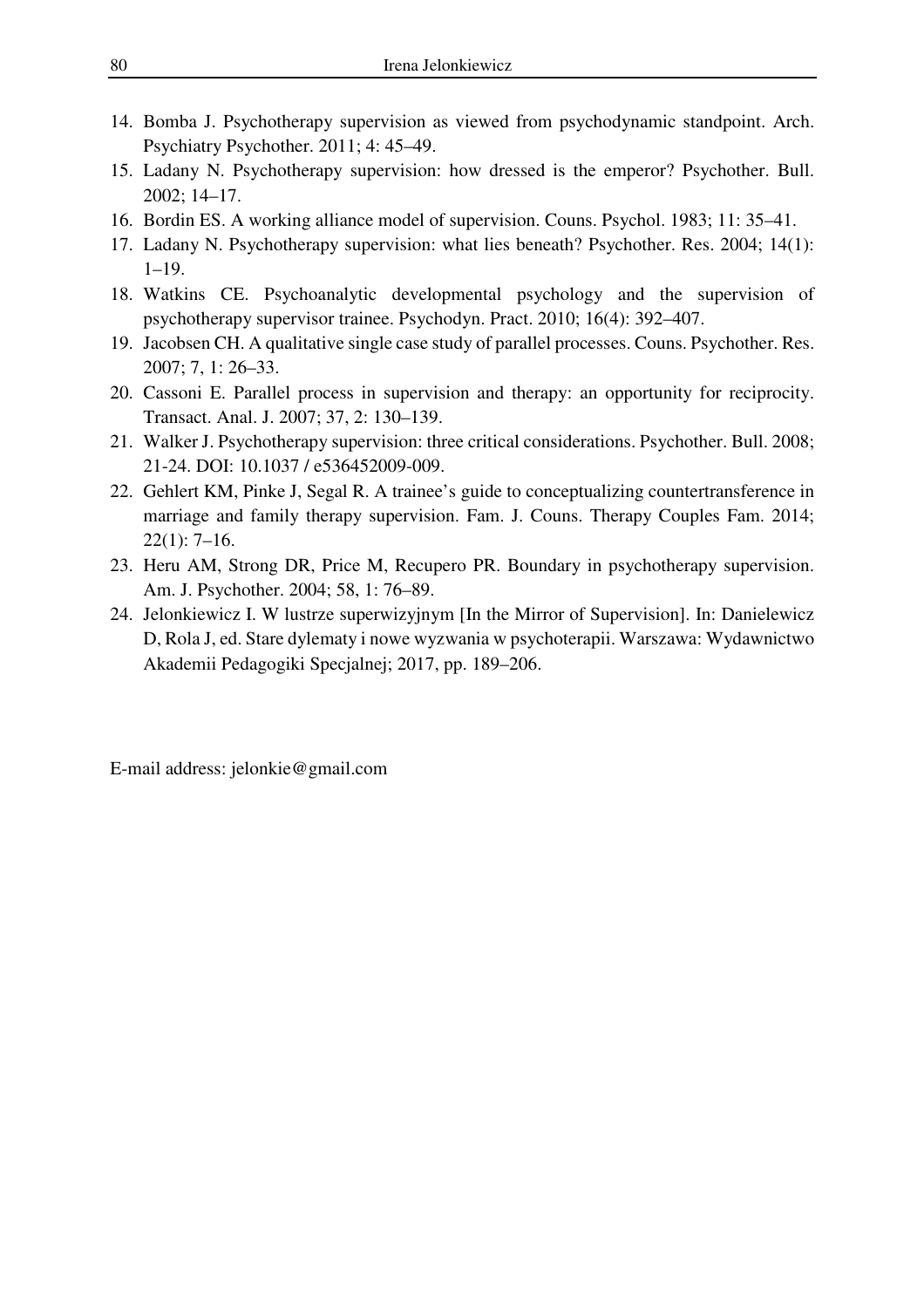14. Bomba J. Psychotherapy supervision as viewed from psychodynamic standpoint. Arch. Psychiatry Psychother. 2011; 4: 45–49.
15. Ladany N. Psychotherapy supervision: how dressed is the emperor? Psychother. Bull. 2002; 14–17.
16. Bordin ES. A working alliance model of supervision. Couns. Psychol. 1983; 11: 35–41.
17. Ladany N. Psychotherapy supervision: what lies beneath? Psychother. Res. 2004; 14(1): 1–19.
18. Watkins CE. Psychoanalytic developmental psychology and the supervision of psychotherapy supervisor trainee. Psychodyn. Pract. 2010; 16(4): 392–407.
19. Jacobsen CH. A qualitative single case study of parallel processes. Couns. Psychother. Res. 2007; 7, 1: 26–33.
20. Cassoni E. Parallel process in supervision and therapy: an opportunity for reciprocity. Transact. Anal. J. 2007; 37, 2: 130–139.
21. Walker J. Psychotherapy supervision: three critical considerations. Psychother. Bull. 2008; 21-24. DOI: 10.1037 / e536452009-009.
22. Gehlert KM, Pinke J, Segal R. A trainee's guide to conceptualizing countertransference in marriage and family therapy supervision. Fam. J. Couns. Therapy Couples Fam. 2014; 22(1): 7–16.
23. Heru AM, Strong DR, Price M, Recupero PR. Boundary in psychotherapy supervision. Am. J. Psychother. 2004; 58, 1: 76–89.
24. Jelonkiewicz I. W lustrze superwizyjnym [In the Mirror of Supervision]. In: Danielewicz D, Rola J, ed. Stare dylematy i nowe wyzwania w psychoterapii. Warszawa: Wydawnictwo Akademii Pedagogiki Specjalnej; 2017, pp. 189–206.

E-mail address: jelonkie@gmail.com